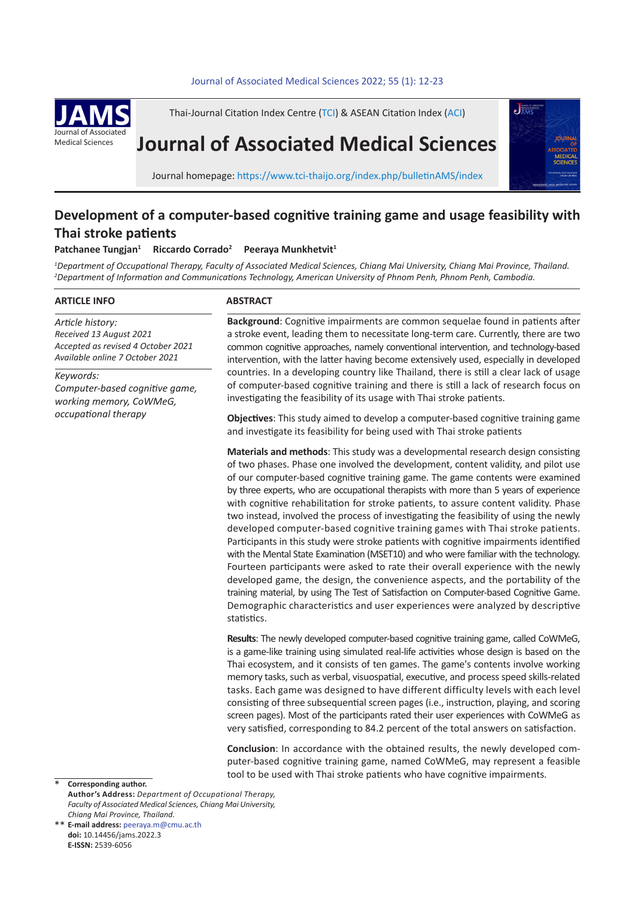# Development of a computer-based cognitive training game and usage feasibility with Thai stroke patients

**Patchanee Tungjan**[1] **Riccardo Corrado**[2] **Peeraya Munkhetvit**[1]

[1]*Department of Occupational Therapy, Faculty of Associated Medical Sciences, Chiang Mai University, Chiang Mai Province, Thailand.*
[2]*Department of Information and Communications Technology, American University of Phnom Penh, Phnom Penh, Cambodia.*

## ARTICLE INFO

*Article history:*
*Received 13 August 2021*
*Accepted as revised 4 October 2021*
*Available online 7 October 2021*

*Keywords:*
*Computer-based cognitive game, working memory, CoWMeG, occupational therapy*

## ABSTRACT

**Background**: Cognitive impairments are common sequelae found in patients after a stroke event, leading them to necessitate long-term care. Currently, there are two common cognitive approaches, namely conventional intervention, and technology-based intervention, with the latter having become extensively used, especially in developed countries. In a developing country like Thailand, there is still a clear lack of usage of computer-based cognitive training and there is still a lack of research focus on investigating the feasibility of its usage with Thai stroke patients.

**Objectives**: This study aimed to develop a computer-based cognitive training game and investigate its feasibility for being used with Thai stroke patients

**Materials and methods**: This study was a developmental research design consisting of two phases. Phase one involved the development, content validity, and pilot use of our computer-based cognitive training game. The game contents were examined by three experts, who are occupational therapists with more than 5 years of experience with cognitive rehabilitation for stroke patients, to assure content validity. Phase two instead, involved the process of investigating the feasibility of using the newly developed computer-based cognitive training games with Thai stroke patients. Participants in this study were stroke patients with cognitive impairments identified with the Mental State Examination (MSET10) and who were familiar with the technology. Fourteen participants were asked to rate their overall experience with the newly developed game, the design, the convenience aspects, and the portability of the training material, by using The Test of Satisfaction on Computer-based Cognitive Game. Demographic characteristics and user experiences were analyzed by descriptive statistics.

**Results**: The newly developed computer-based cognitive training game, called CoWMeG, is a game-like training using simulated real-life activities whose design is based on the Thai ecosystem, and it consists of ten games. The game's contents involve working memory tasks, such as verbal, visuospatial, executive, and process speed skills-related tasks. Each game was designed to have different difficulty levels with each level consisting of three subsequential screen pages (i.e., instruction, playing, and scoring screen pages). Most of the participants rated their user experiences with CoWMeG as very satisfied, corresponding to 84.2 percent of the total answers on satisfaction.

**Conclusion**: In accordance with the obtained results, the newly developed computer-based cognitive training game, named CoWMeG, may represent a feasible tool to be used with Thai stroke patients who have cognitive impairments.

\* **Corresponding author.**
**Author's Address:** *Department of Occupational Therapy, Faculty of Associated Medical Sciences, Chiang Mai University, Chiang Mai Province, Thailand.*
\*\* **E-mail address:** peeraya.m@cmu.ac.th
**doi:** 10.14456/jams.2022.3
**E-ISSN:** 2539-6056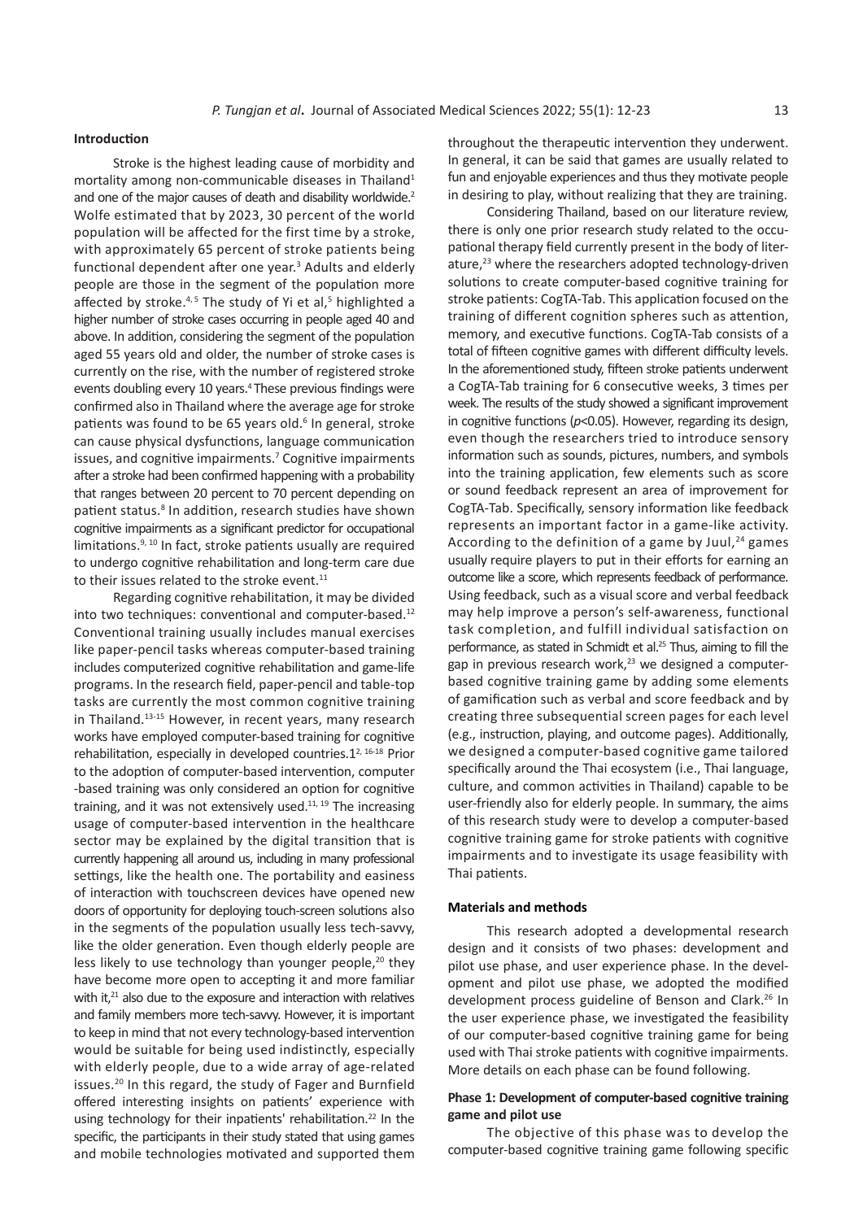## Introduction

Stroke is the highest leading cause of morbidity and mortality among non-communicable diseases in Thailand[1] and one of the major causes of death and disability worldwide.[2] Wolfe estimated that by 2023, 30 percent of the world population will be affected for the first time by a stroke, with approximately 65 percent of stroke patients being functional dependent after one year.[3] Adults and elderly people are those in the segment of the population more affected by stroke.[4,5] The study of Yi et al,[5] highlighted a higher number of stroke cases occurring in people aged 40 and above. In addition, considering the segment of the population aged 55 years old and older, the number of stroke cases is currently on the rise, with the number of registered stroke events doubling every 10 years.[4] These previous findings were confirmed also in Thailand where the average age for stroke patients was found to be 65 years old.[6] In general, stroke can cause physical dysfunctions, language communication issues, and cognitive impairments.[7] Cognitive impairments after a stroke had been confirmed happening with a probability that ranges between 20 percent to 70 percent depending on patient status.[8] In addition, research studies have shown cognitive impairments as a significant predictor for occupational limitations.[9,10] In fact, stroke patients usually are required to undergo cognitive rehabilitation and long-term care due to their issues related to the stroke event.[11]

Regarding cognitive rehabilitation, it may be divided into two techniques: conventional and computer-based.[12] Conventional training usually includes manual exercises like paper-pencil tasks whereas computer-based training includes computerized cognitive rehabilitation and game-life programs. In the research field, paper-pencil and table-top tasks are currently the most common cognitive training in Thailand.[13-15] However, in recent years, many research works have employed computer-based training for cognitive rehabilitation, especially in developed countries.1[2,16-18] Prior to the adoption of computer-based intervention, computer -based training was only considered an option for cognitive training, and it was not extensively used.[11,19] The increasing usage of computer-based intervention in the healthcare sector may be explained by the digital transition that is currently happening all around us, including in many professional settings, like the health one. The portability and easiness of interaction with touchscreen devices have opened new doors of opportunity for deploying touch-screen solutions also in the segments of the population usually less tech-savvy, like the older generation. Even though elderly people are less likely to use technology than younger people,[20] they have become more open to accepting it and more familiar with it,[21] also due to the exposure and interaction with relatives and family members more tech-savvy. However, it is important to keep in mind that not every technology-based intervention would be suitable for being used indistinctly, especially with elderly people, due to a wide array of age-related issues.[20] In this regard, the study of Fager and Burnfield offered interesting insights on patients' experience with using technology for their inpatients' rehabilitation.[22] In the specific, the participants in their study stated that using games and mobile technologies motivated and supported them throughout the therapeutic intervention they underwent. In general, it can be said that games are usually related to fun and enjoyable experiences and thus they motivate people in desiring to play, without realizing that they are training.

Considering Thailand, based on our literature review, there is only one prior research study related to the occupational therapy field currently present in the body of literature,[23] where the researchers adopted technology-driven solutions to create computer-based cognitive training for stroke patients: CogTA-Tab. This application focused on the training of different cognition spheres such as attention, memory, and executive functions. CogTA-Tab consists of a total of fifteen cognitive games with different difficulty levels. In the aforementioned study, fifteen stroke patients underwent a CogTA-Tab training for 6 consecutive weeks, 3 times per week. The results of the study showed a significant improvement in cognitive functions ($p$<0.05). However, regarding its design, even though the researchers tried to introduce sensory information such as sounds, pictures, numbers, and symbols into the training application, few elements such as score or sound feedback represent an area of improvement for CogTA-Tab. Specifically, sensory information like feedback represents an important factor in a game-like activity. According to the definition of a game by Juul,[24] games usually require players to put in their efforts for earning an outcome like a score, which represents feedback of performance. Using feedback, such as a visual score and verbal feedback may help improve a person's self-awareness, functional task completion, and fulfill individual satisfaction on performance, as stated in Schmidt et al.[25] Thus, aiming to fill the gap in previous research work,[23] we designed a computer-based cognitive training game by adding some elements of gamification such as verbal and score feedback and by creating three subsequential screen pages for each level (e.g., instruction, playing, and outcome pages). Additionally, we designed a computer-based cognitive game tailored specifically around the Thai ecosystem (i.e., Thai language, culture, and common activities in Thailand) capable to be user-friendly also for elderly people. In summary, the aims of this research study were to develop a computer-based cognitive training game for stroke patients with cognitive impairments and to investigate its usage feasibility with Thai patients.

## Materials and methods

This research adopted a developmental research design and it consists of two phases: development and pilot use phase, and user experience phase. In the development and pilot use phase, we adopted the modified development process guideline of Benson and Clark.[26] In the user experience phase, we investigated the feasibility of our computer-based cognitive training game for being used with Thai stroke patients with cognitive impairments. More details on each phase can be found following.

### Phase 1: Development of computer-based cognitive training game and pilot use

The objective of this phase was to develop the computer-based cognitive training game following specific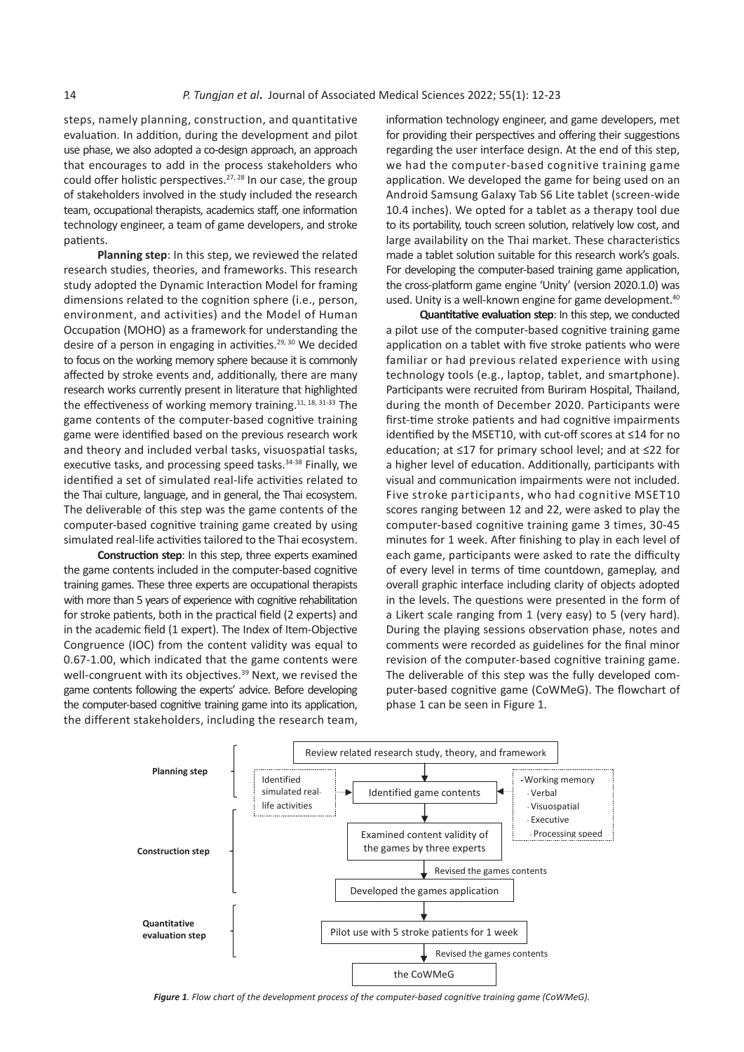steps, namely planning, construction, and quantitative evaluation. In addition, during the development and pilot use phase, we also adopted a co-design approach, an approach that encourages to add in the process stakeholders who could offer holistic perspectives.[27, 28] In our case, the group of stakeholders involved in the study included the research team, occupational therapists, academics staff, one information technology engineer, a team of game developers, and stroke patients.

**Planning step**: In this step, we reviewed the related research studies, theories, and frameworks. This research study adopted the Dynamic Interaction Model for framing dimensions related to the cognition sphere (i.e., person, environment, and activities) and the Model of Human Occupation (MOHO) as a framework for understanding the desire of a person in engaging in activities.[29, 30] We decided to focus on the working memory sphere because it is commonly affected by stroke events and, additionally, there are many research works currently present in literature that highlighted the effectiveness of working memory training.[11, 18, 31-33] The game contents of the computer-based cognitive training game were identified based on the previous research work and theory and included verbal tasks, visuospatial tasks, executive tasks, and processing speed tasks.[34-38] Finally, we identified a set of simulated real-life activities related to the Thai culture, language, and in general, the Thai ecosystem. The deliverable of this step was the game contents of the computer-based cognitive training game created by using simulated real-life activities tailored to the Thai ecosystem.

**Construction step**: In this step, three experts examined the game contents included in the computer-based cognitive training games. These three experts are occupational therapists with more than 5 years of experience with cognitive rehabilitation for stroke patients, both in the practical field (2 experts) and in the academic field (1 expert). The Index of Item-Objective Congruence (IOC) from the content validity was equal to 0.67-1.00, which indicated that the game contents were well-congruent with its objectives.[39] Next, we revised the game contents following the experts' advice. Before developing the computer-based cognitive training game into its application, the different stakeholders, including the research team, information technology engineer, and game developers, met for providing their perspectives and offering their suggestions regarding the user interface design. At the end of this step, we had the computer-based cognitive training game application. We developed the game for being used on an Android Samsung Galaxy Tab S6 Lite tablet (screen-wide 10.4 inches). We opted for a tablet as a therapy tool due to its portability, touch screen solution, relatively low cost, and large availability on the Thai market. These characteristics made a tablet solution suitable for this research work's goals. For developing the computer-based training game application, the cross-platform game engine 'Unity' (version 2020.1.0) was used. Unity is a well-known engine for game development.[40]

**Quantitative evaluation step**: In this step, we conducted a pilot use of the computer-based cognitive training game application on a tablet with five stroke patients who were familiar or had previous related experience with using technology tools (e.g., laptop, tablet, and smartphone). Participants were recruited from Buriram Hospital, Thailand, during the month of December 2020. Participants were first-time stroke patients and had cognitive impairments identified by the MSET10, with cut-off scores at ≤14 for no education; at ≤17 for primary school level; and at ≤22 for a higher level of education. Additionally, participants with visual and communication impairments were not included. Five stroke participants, who had cognitive MSET10 scores ranging between 12 and 22, were asked to play the computer-based cognitive training game 3 times, 30-45 minutes for 1 week. After finishing to play in each level of each game, participants were asked to rate the difficulty of every level in terms of time countdown, gameplay, and overall graphic interface including clarity of objects adopted in the levels. The questions were presented in the form of a Likert scale ranging from 1 (very easy) to 5 (very hard). During the playing sessions observation phase, notes and comments were recorded as guidelines for the final minor revision of the computer-based cognitive training game. The deliverable of this step was the fully developed computer-based cognitive game (CoWMeG). The flowchart of phase 1 can be seen in Figure 1.

**Planning step**
- Review related research study, theory, and framework
- Identified game contents (inputs: Identified simulated real-life activities; Working memory – Verbal, Visuospatial, Executive, Processing speed)

**Construction step**
- Examined content validity of the games by three experts
- Revised the games contents
- Developed the games application

**Quantitative evaluation step**
- Pilot use with 5 stroke patients for 1 week
- Revised the games contents
- the CoWMeG

*Figure 1. Flow chart of the development process of the computer-based cognitive training game (CoWMeG).*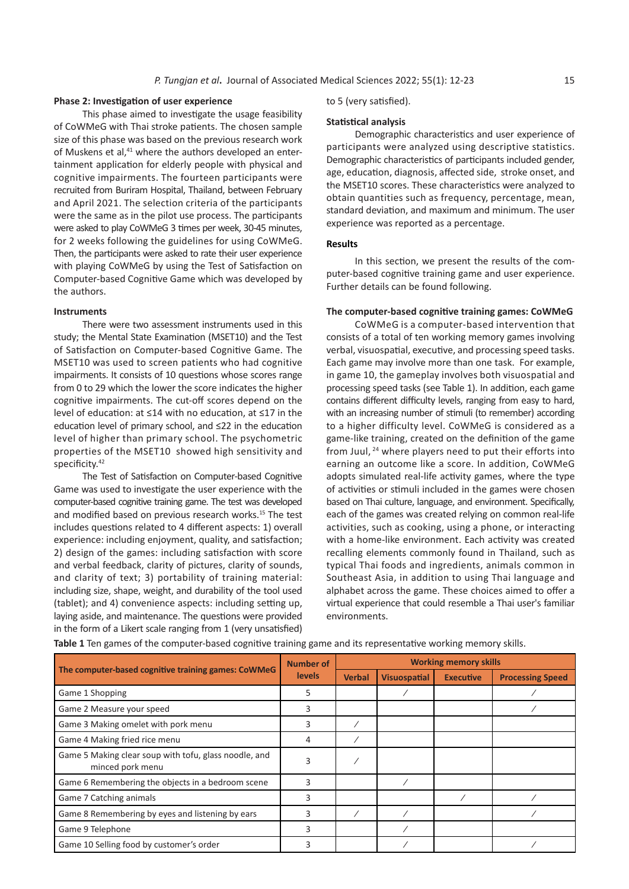### Phase 2: Investigation of user experience

This phase aimed to investigate the usage feasibility of CoWMeG with Thai stroke patients. The chosen sample size of this phase was based on the previous research work of Muskens et al,[41] where the authors developed an entertainment application for elderly people with physical and cognitive impairments. The fourteen participants were recruited from Buriram Hospital, Thailand, between February and April 2021. The selection criteria of the participants were the same as in the pilot use process. The participants were asked to play CoWMeG 3 times per week, 30-45 minutes, for 2 weeks following the guidelines for using CoWMeG. Then, the participants were asked to rate their user experience with playing CoWMeG by using the Test of Satisfaction on Computer-based Cognitive Game which was developed by the authors.

### Instruments

There were two assessment instruments used in this study; the Mental State Examination (MSET10) and the Test of Satisfaction on Computer-based Cognitive Game. The MSET10 was used to screen patients who had cognitive impairments. It consists of 10 questions whose scores range from 0 to 29 which the lower the score indicates the higher cognitive impairments. The cut-off scores depend on the level of education: at ≤14 with no education, at ≤17 in the education level of primary school, and ≤22 in the education level of higher than primary school. The psychometric properties of the MSET10 showed high sensitivity and specificity.[42]

The Test of Satisfaction on Computer-based Cognitive Game was used to investigate the user experience with the computer-based cognitive training game. The test was developed and modified based on previous research works.[15] The test includes questions related to 4 different aspects: 1) overall experience: including enjoyment, quality, and satisfaction; 2) design of the games: including satisfaction with score and verbal feedback, clarity of pictures, clarity of sounds, and clarity of text; 3) portability of training material: including size, shape, weight, and durability of the tool used (tablet); and 4) convenience aspects: including setting up, laying aside, and maintenance. The questions were provided in the form of a Likert scale ranging from 1 (very unsatisfied) to 5 (very satisfied).

### Statistical analysis

Demographic characteristics and user experience of participants were analyzed using descriptive statistics. Demographic characteristics of participants included gender, age, education, diagnosis, affected side, stroke onset, and the MSET10 scores. These characteristics were analyzed to obtain quantities such as frequency, percentage, mean, standard deviation, and maximum and minimum. The user experience was reported as a percentage.

## Results

In this section, we present the results of the computer-based cognitive training game and user experience. Further details can be found following.

### The computer-based cognitive training games: CoWMeG

CoWMeG is a computer-based intervention that consists of a total of ten working memory games involving verbal, visuospatial, executive, and processing speed tasks. Each game may involve more than one task. For example, in game 10, the gameplay involves both visuospatial and processing speed tasks (see Table 1). In addition, each game contains different difficulty levels, ranging from easy to hard, with an increasing number of stimuli (to remember) according to a higher difficulty level. CoWMeG is considered as a game-like training, created on the definition of the game from Juul,[24] where players need to put their efforts into earning an outcome like a score. In addition, CoWMeG adopts simulated real-life activity games, where the type of activities or stimuli included in the games were chosen based on Thai culture, language, and environment. Specifically, each of the games was created relying on common real-life activities, such as cooking, using a phone, or interacting with a home-like environment. Each activity was created recalling elements commonly found in Thailand, such as typical Thai foods and ingredients, animals common in Southeast Asia, in addition to using Thai language and alphabet across the game. These choices aimed to offer a virtual experience that could resemble a Thai user's familiar environments.

**Table 1** Ten games of the computer-based cognitive training game and its representative working memory skills.

| The computer-based cognitive training games: CoWMeG | Number of levels | Working memory skills | | | |
|---|---|---|---|---|---|
| | | Verbal | Visuospatial | Executive | Processing Speed |
| Game 1 Shopping | 5 | | / | | / |
| Game 2 Measure your speed | 3 | | | | / |
| Game 3 Making omelet with pork menu | 3 | / | | | |
| Game 4 Making fried rice menu | 4 | / | | | |
| Game 5 Making clear soup with tofu, glass noodle, and minced pork menu | 3 | / | | | |
| Game 6 Remembering the objects in a bedroom scene | 3 | | / | | |
| Game 7 Catching animals | 3 | | | / | / |
| Game 8 Remembering by eyes and listening by ears | 3 | / | / | | / |
| Game 9 Telephone | 3 | | / | | |
| Game 10 Selling food by customer's order | 3 | | / | | / |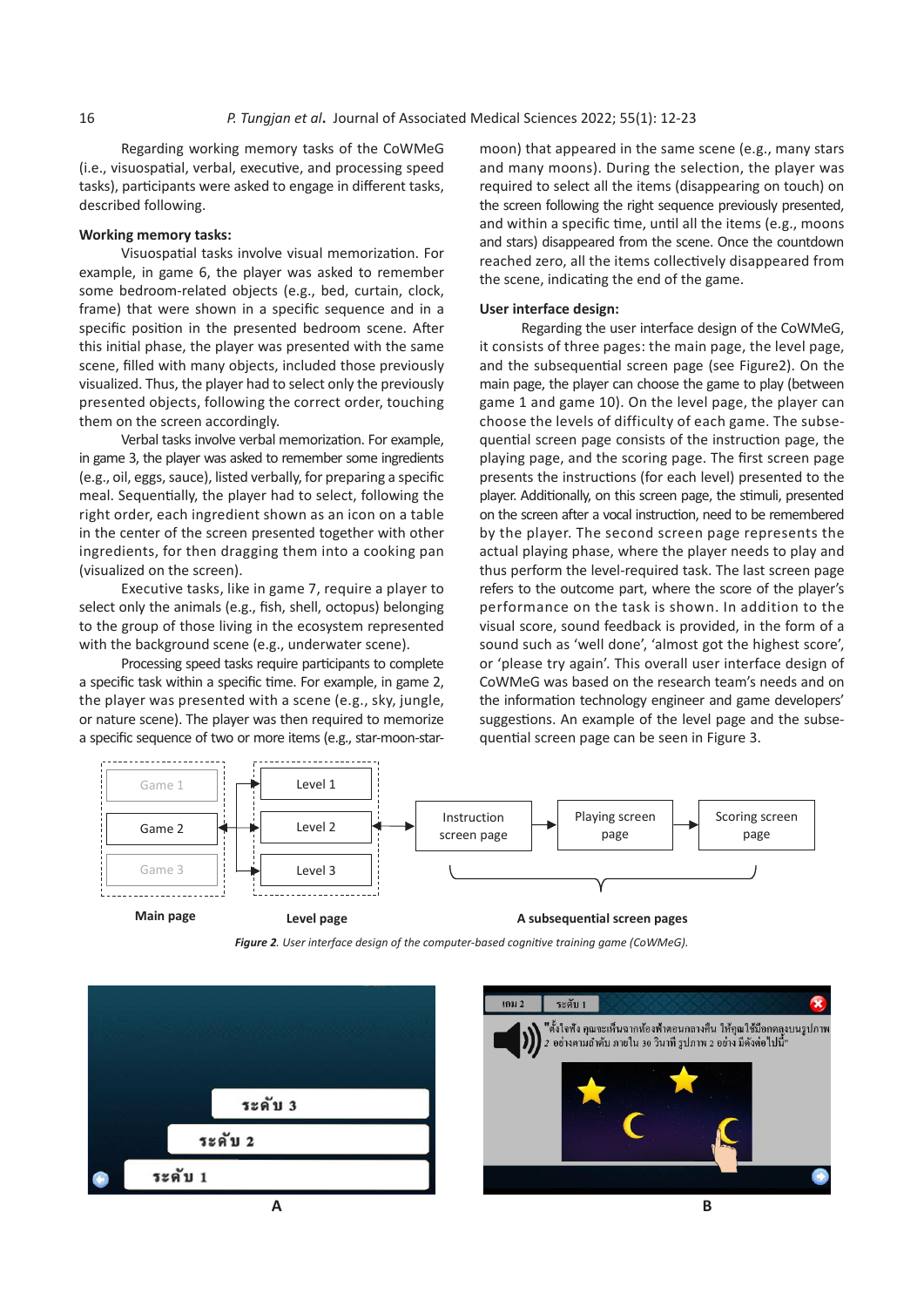Regarding working memory tasks of the CoWMeG (i.e., visuospatial, verbal, executive, and processing speed tasks), participants were asked to engage in different tasks, described following.

**Working memory tasks:**

Visuospatial tasks involve visual memorization. For example, in game 6, the player was asked to remember some bedroom-related objects (e.g., bed, curtain, clock, frame) that were shown in a specific sequence and in a specific position in the presented bedroom scene. After this initial phase, the player was presented with the same scene, filled with many objects, included those previously visualized. Thus, the player had to select only the previously presented objects, following the correct order, touching them on the screen accordingly.

Verbal tasks involve verbal memorization. For example, in game 3, the player was asked to remember some ingredients (e.g., oil, eggs, sauce), listed verbally, for preparing a specific meal. Sequentially, the player had to select, following the right order, each ingredient shown as an icon on a table in the center of the screen presented together with other ingredients, for then dragging them into a cooking pan (visualized on the screen).

Executive tasks, like in game 7, require a player to select only the animals (e.g., fish, shell, octopus) belonging to the group of those living in the ecosystem represented with the background scene (e.g., underwater scene).

Processing speed tasks require participants to complete a specific task within a specific time. For example, in game 2, the player was presented with a scene (e.g., sky, jungle, or nature scene). The player was then required to memorize a specific sequence of two or more items (e.g., star-moon-star-moon) that appeared in the same scene (e.g., many stars and many moons). During the selection, the player was required to select all the items (disappearing on touch) on the screen following the right sequence previously presented, and within a specific time, until all the items (e.g., moons and stars) disappeared from the scene. Once the countdown reached zero, all the items collectively disappeared from the scene, indicating the end of the game.

**User interface design:**

Regarding the user interface design of the CoWMeG, it consists of three pages: the main page, the level page, and the subsequential screen page (see Figure2). On the main page, the player can choose the game to play (between game 1 and game 10). On the level page, the player can choose the levels of difficulty of each game. The subsequential screen page consists of the instruction page, the playing page, and the scoring page. The first screen page presents the instructions (for each level) presented to the player. Additionally, on this screen page, the stimuli, presented on the screen after a vocal instruction, need to be remembered by the player. The second screen page represents the actual playing phase, where the player needs to play and thus perform the level-required task. The last screen page refers to the outcome part, where the score of the player's performance on the task is shown. In addition to the visual score, sound feedback is provided, in the form of a sound such as 'well done', 'almost got the highest score', or 'please try again'. This overall user interface design of CoWMeG was based on the research team's needs and on the information technology engineer and game developers' suggestions. An example of the level page and the subsequential screen page can be seen in Figure 3.

*Figure 2. User interface design of the computer-based cognitive training game (CoWMeG).*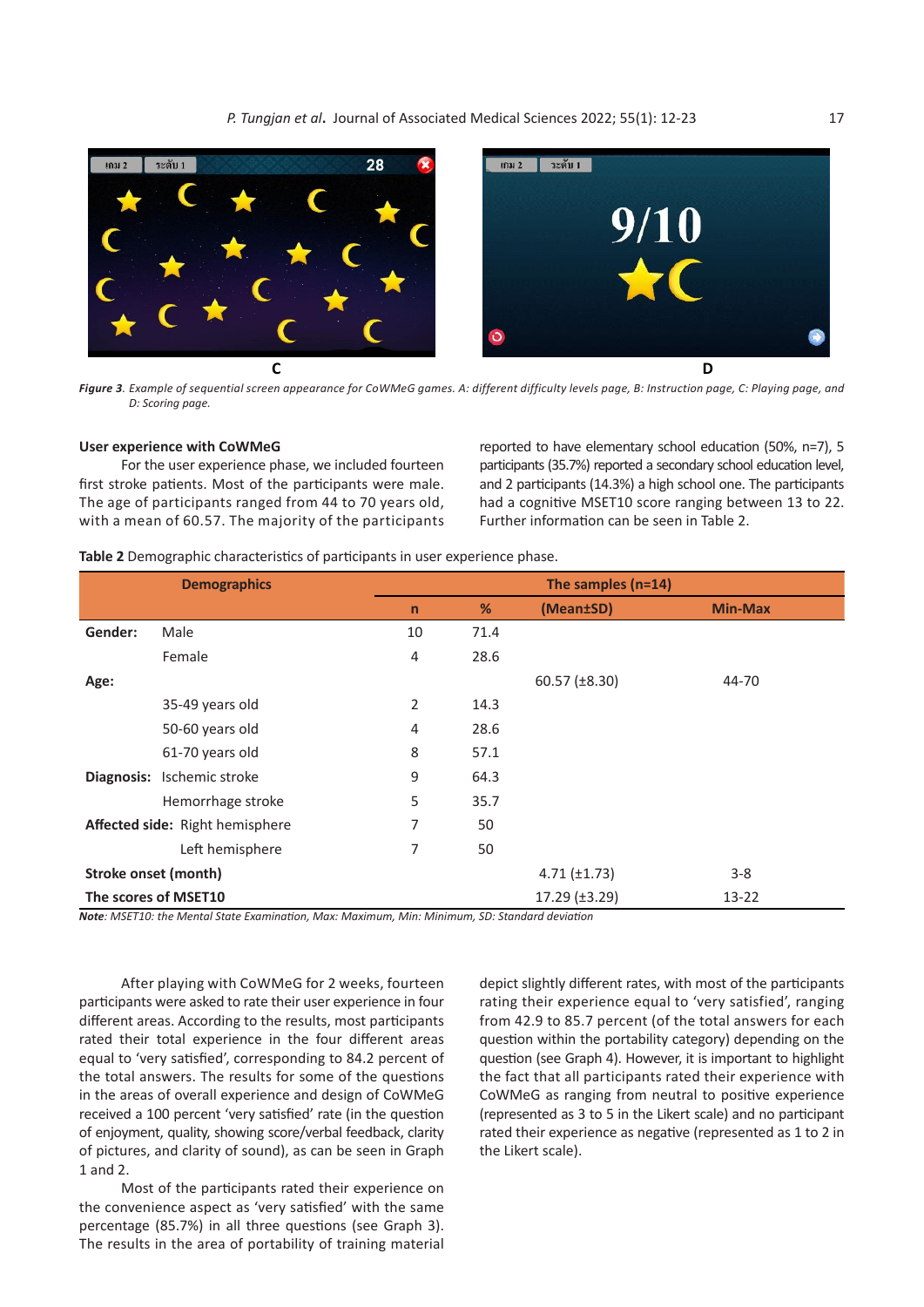C

D

*Figure 3. Example of sequential screen appearance for CoWMeG games. A: different difficulty levels page, B: Instruction page, C: Playing page, and D: Scoring page.*

**User experience with CoWMeG**

For the user experience phase, we included fourteen first stroke patients. Most of the participants were male. The age of participants ranged from 44 to 70 years old, with a mean of 60.57. The majority of the participants reported to have elementary school education (50%, n=7), 5 participants (35.7%) reported a secondary school education level, and 2 participants (14.3%) a high school one. The participants had a cognitive MSET10 score ranging between 13 to 22. Further information can be seen in Table 2.

**Table 2** Demographic characteristics of participants in user experience phase.

| Demographics | | The samples (n=14) | | | |
|---|---|---|---|---|---|
| | | n | % | (Mean±SD) | Min-Max |
| **Gender:** | Male | 10 | 71.4 | | |
| | Female | 4 | 28.6 | | |
| **Age:** | | | | 60.57 (±8.30) | 44-70 |
| | 35-49 years old | 2 | 14.3 | | |
| | 50-60 years old | 4 | 28.6 | | |
| | 61-70 years old | 8 | 57.1 | | |
| **Diagnosis:** | Ischemic stroke | 9 | 64.3 | | |
| | Hemorrhage stroke | 5 | 35.7 | | |
| **Affected side:** | Right hemisphere | 7 | 50 | | |
| | Left hemisphere | 7 | 50 | | |
| **Stroke onset (month)** | | | | 4.71 (±1.73) | 3-8 |
| **The scores of MSET10** | | | | 17.29 (±3.29) | 13-22 |

*Note: MSET10: the Mental State Examination, Max: Maximum, Min: Minimum, SD: Standard deviation*

After playing with CoWMeG for 2 weeks, fourteen participants were asked to rate their user experience in four different areas. According to the results, most participants rated their total experience in the four different areas equal to 'very satisfied', corresponding to 84.2 percent of the total answers. The results for some of the questions in the areas of overall experience and design of CoWMeG received a 100 percent 'very satisfied' rate (in the question of enjoyment, quality, showing score/verbal feedback, clarity of pictures, and clarity of sound), as can be seen in Graph 1 and 2.

Most of the participants rated their experience on the convenience aspect as 'very satisfied' with the same percentage (85.7%) in all three questions (see Graph 3). The results in the area of portability of training material depict slightly different rates, with most of the participants rating their experience equal to 'very satisfied', ranging from 42.9 to 85.7 percent (of the total answers for each question within the portability category) depending on the question (see Graph 4). However, it is important to highlight the fact that all participants rated their experience with CoWMeG as ranging from neutral to positive experience (represented as 3 to 5 in the Likert scale) and no participant rated their experience as negative (represented as 1 to 2 in the Likert scale).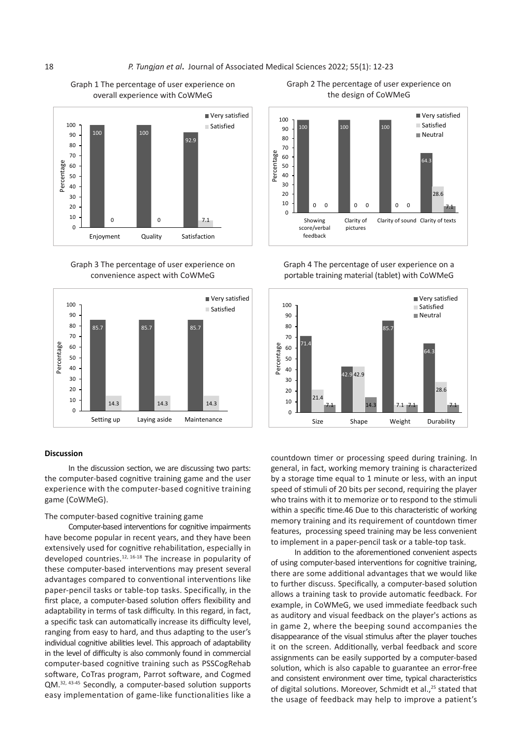Graph 1 The percentage of user experience on overall experience with CoWMeG

| | Very satisfied | Satisfied |
|---|---|---|
| Enjoyment | 100 | 0 |
| Quality | 100 | 0 |
| Satisfaction | 92.9 | 7.1 |

Graph 2 The percentage of user experience on the design of CoWMeG

| | Very satisfied | Satisfied | Neutral |
|---|---|---|---|
| Showing score/verbal feedback | 100 | 0 | 0 |
| Clarity of pictures | 100 | 0 | 0 |
| Clarity of sound | 100 | 0 | 0 |
| Clarity of texts | 64.3 | 28.6 | 7.1 |

Graph 3 The percentage of user experience on convenience aspect with CoWMeG

| | Very satisfied | Satisfied |
|---|---|---|
| Setting up | 85.7 | 14.3 |
| Laying aside | 85.7 | 14.3 |
| Maintenance | 85.7 | 14.3 |

Graph 4 The percentage of user experience on a portable training material (tablet) with CoWMeG

| | Very satisfied | Satisfied | Neutral |
|---|---|---|---|
| Size | 71.4 | 21.4 | 7.1 |
| Shape | 42.9 | 42.9 | 14.3 |
| Weight | 85.7 | 7.1 | 7.1 |
| Durability | 64.3 | 28.6 | 7.1 |

## Discussion

In the discussion section, we are discussing two parts: the computer-based cognitive training game and the user experience with the computer-based cognitive training game (CoWMeG).

### The computer-based cognitive training game

Computer-based interventions for cognitive impairments have become popular in recent years, and they have been extensively used for cognitive rehabilitation, especially in developed countries.[12, 16-18] The increase in popularity of these computer-based interventions may present several advantages compared to conventional interventions like paper-pencil tasks or table-top tasks. Specifically, in the first place, a computer-based solution offers flexibility and adaptability in terms of task difficulty. In this regard, in fact, a specific task can automatically increase its difficulty level, ranging from easy to hard, and thus adapting to the user's individual cognitive abilities level. This approach of adaptability in the level of difficulty is also commonly found in commercial computer-based cognitive training such as PSSCogRehab software, CoTras program, Parrot software, and Cogmed QM.[32, 43-45] Secondly, a computer-based solution supports easy implementation of game-like functionalities like a countdown timer or processing speed during training. In general, in fact, working memory training is characterized by a storage time equal to 1 minute or less, with an input speed of stimuli of 20 bits per second, requiring the player who trains with it to memorize or to respond to the stimuli within a specific time.46 Due to this characteristic of working memory training and its requirement of countdown timer features, processing speed training may be less convenient to implement in a paper-pencil task or a table-top task.

In addition to the aforementioned convenient aspects of using computer-based interventions for cognitive training, there are some additional advantages that we would like to further discuss. Specifically, a computer-based solution allows a training task to provide automatic feedback. For example, in CoWMeG, we used immediate feedback such as auditory and visual feedback on the player's actions as in game 2, where the beeping sound accompanies the disappearance of the visual stimulus after the player touches it on the screen. Additionally, verbal feedback and score assignments can be easily supported by a computer-based solution, which is also capable to guarantee an error-free and consistent environment over time, typical characteristics of digital solutions. Moreover, Schmidt et al.,[25] stated that the usage of feedback may help to improve a patient's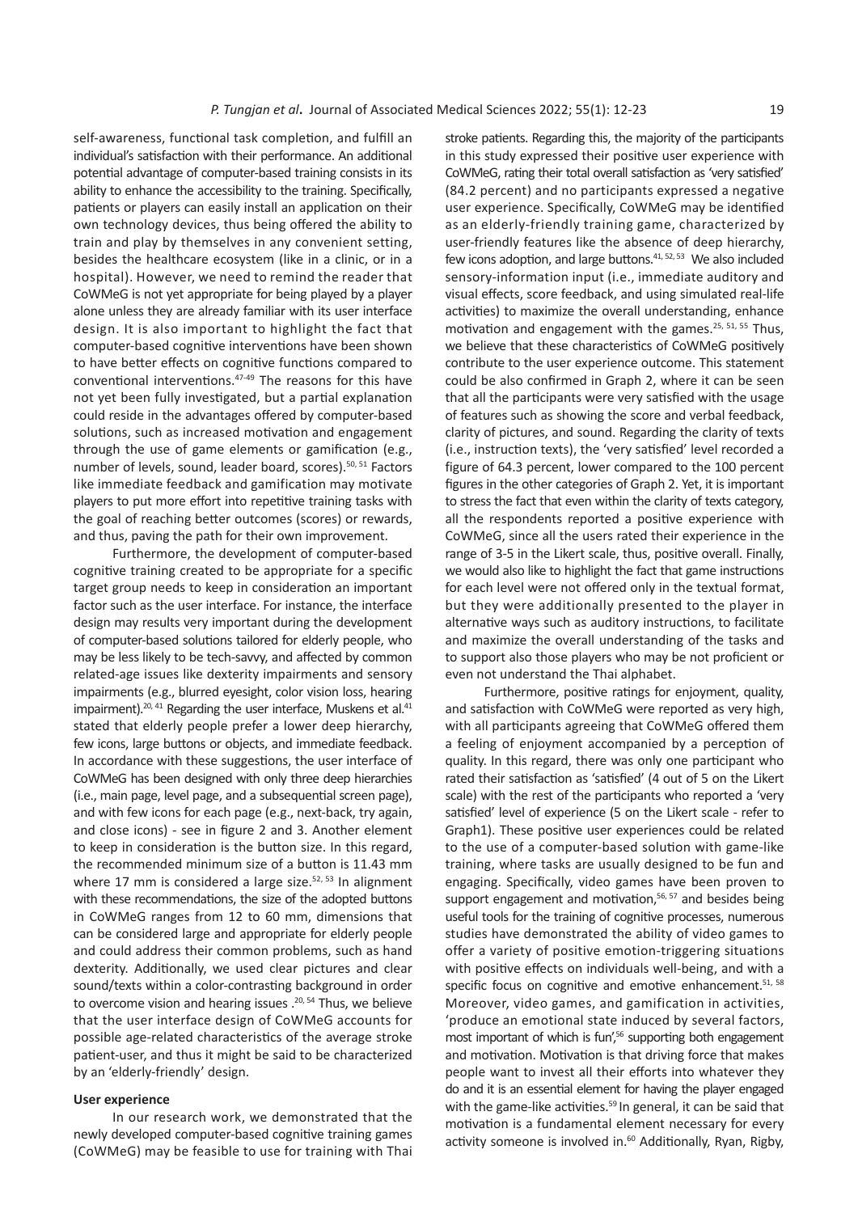self-awareness, functional task completion, and fulfill an individual's satisfaction with their performance. An additional potential advantage of computer-based training consists in its ability to enhance the accessibility to the training. Specifically, patients or players can easily install an application on their own technology devices, thus being offered the ability to train and play by themselves in any convenient setting, besides the healthcare ecosystem (like in a clinic, or in a hospital). However, we need to remind the reader that CoWMeG is not yet appropriate for being played by a player alone unless they are already familiar with its user interface design. It is also important to highlight the fact that computer-based cognitive interventions have been shown to have better effects on cognitive functions compared to conventional interventions.[47-49] The reasons for this have not yet been fully investigated, but a partial explanation could reside in the advantages offered by computer-based solutions, such as increased motivation and engagement through the use of game elements or gamification (e.g., number of levels, sound, leader board, scores).[50, 51] Factors like immediate feedback and gamification may motivate players to put more effort into repetitive training tasks with the goal of reaching better outcomes (scores) or rewards, and thus, paving the path for their own improvement.

Furthermore, the development of computer-based cognitive training created to be appropriate for a specific target group needs to keep in consideration an important factor such as the user interface. For instance, the interface design may results very important during the development of computer-based solutions tailored for elderly people, who may be less likely to be tech-savvy, and affected by common related-age issues like dexterity impairments and sensory impairments (e.g., blurred eyesight, color vision loss, hearing impairment).[20, 41] Regarding the user interface, Muskens et al.[41] stated that elderly people prefer a lower deep hierarchy, few icons, large buttons or objects, and immediate feedback. In accordance with these suggestions, the user interface of CoWMeG has been designed with only three deep hierarchies (i.e., main page, level page, and a subsequential screen page), and with few icons for each page (e.g., next-back, try again, and close icons) - see in figure 2 and 3. Another element to keep in consideration is the button size. In this regard, the recommended minimum size of a button is 11.43 mm where 17 mm is considered a large size.[52, 53] In alignment with these recommendations, the size of the adopted buttons in CoWMeG ranges from 12 to 60 mm, dimensions that can be considered large and appropriate for elderly people and could address their common problems, such as hand dexterity. Additionally, we used clear pictures and clear sound/texts within a color-contrasting background in order to overcome vision and hearing issues .[20, 54] Thus, we believe that the user interface design of CoWMeG accounts for possible age-related characteristics of the average stroke patient-user, and thus it might be said to be characterized by an 'elderly-friendly' design.

**User experience**

In our research work, we demonstrated that the newly developed computer-based cognitive training games (CoWMeG) may be feasible to use for training with Thai stroke patients. Regarding this, the majority of the participants in this study expressed their positive user experience with CoWMeG, rating their total overall satisfaction as 'very satisfied' (84.2 percent) and no participants expressed a negative user experience. Specifically, CoWMeG may be identified as an elderly-friendly training game, characterized by user-friendly features like the absence of deep hierarchy, few icons adoption, and large buttons.[41, 52, 53] We also included sensory-information input (i.e., immediate auditory and visual effects, score feedback, and using simulated real-life activities) to maximize the overall understanding, enhance motivation and engagement with the games.[25, 51, 55] Thus, we believe that these characteristics of CoWMeG positively contribute to the user experience outcome. This statement could be also confirmed in Graph 2, where it can be seen that all the participants were very satisfied with the usage of features such as showing the score and verbal feedback, clarity of pictures, and sound. Regarding the clarity of texts (i.e., instruction texts), the 'very satisfied' level recorded a figure of 64.3 percent, lower compared to the 100 percent figures in the other categories of Graph 2. Yet, it is important to stress the fact that even within the clarity of texts category, all the respondents reported a positive experience with CoWMeG, since all the users rated their experience in the range of 3-5 in the Likert scale, thus, positive overall. Finally, we would also like to highlight the fact that game instructions for each level were not offered only in the textual format, but they were additionally presented to the player in alternative ways such as auditory instructions, to facilitate and maximize the overall understanding of the tasks and to support also those players who may be not proficient or even not understand the Thai alphabet.

Furthermore, positive ratings for enjoyment, quality, and satisfaction with CoWMeG were reported as very high, with all participants agreeing that CoWMeG offered them a feeling of enjoyment accompanied by a perception of quality. In this regard, there was only one participant who rated their satisfaction as 'satisfied' (4 out of 5 on the Likert scale) with the rest of the participants who reported a 'very satisfied' level of experience (5 on the Likert scale - refer to Graph1). These positive user experiences could be related to the use of a computer-based solution with game-like training, where tasks are usually designed to be fun and engaging. Specifically, video games have been proven to support engagement and motivation,[56, 57] and besides being useful tools for the training of cognitive processes, numerous studies have demonstrated the ability of video games to offer a variety of positive emotion-triggering situations with positive effects on individuals well-being, and with a specific focus on cognitive and emotive enhancement.[51, 58] Moreover, video games, and gamification in activities, 'produce an emotional state induced by several factors, most important of which is fun',[56] supporting both engagement and motivation. Motivation is that driving force that makes people want to invest all their efforts into whatever they do and it is an essential element for having the player engaged with the game-like activities.[59] In general, it can be said that motivation is a fundamental element necessary for every activity someone is involved in.[60] Additionally, Ryan, Rigby,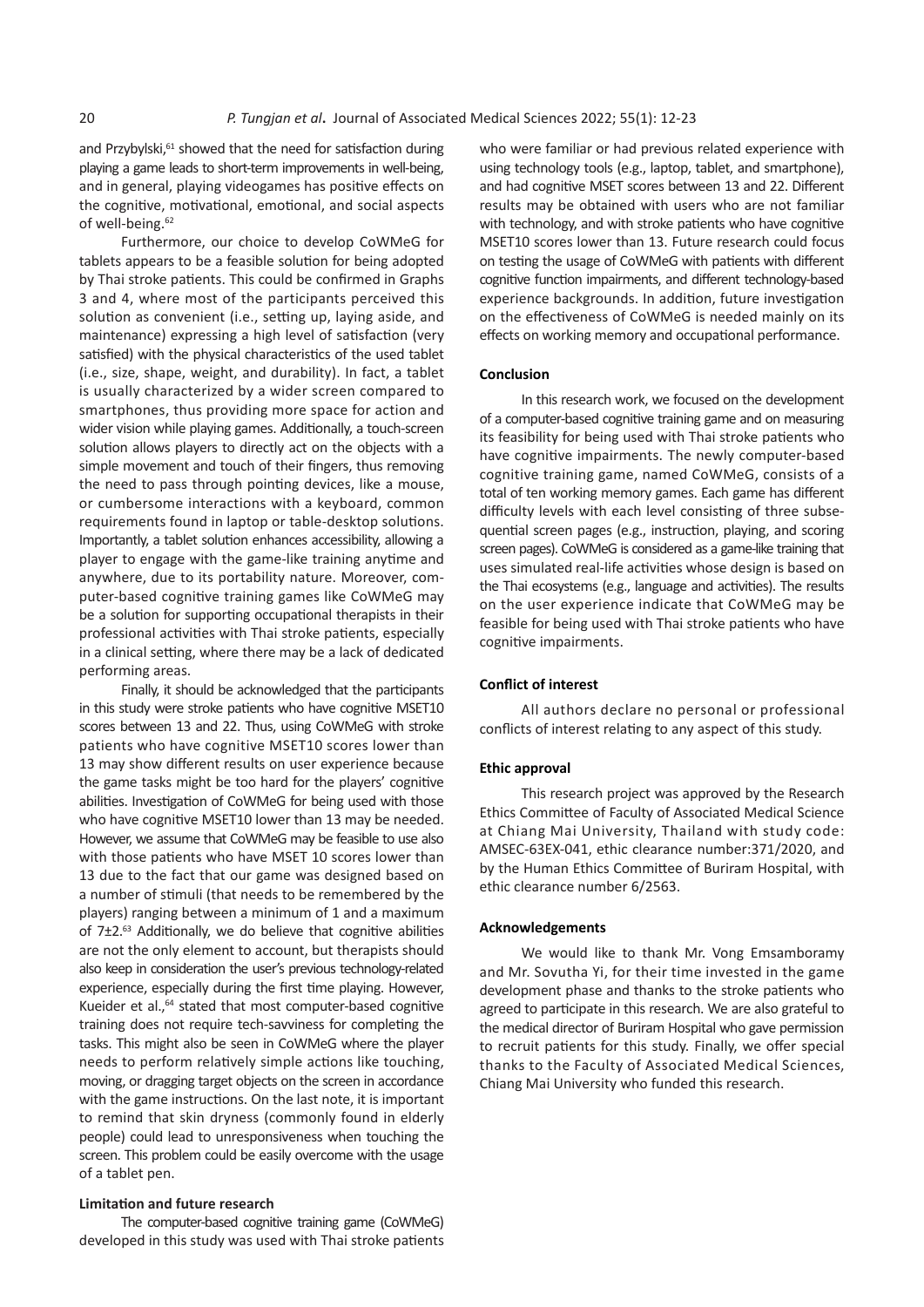and Przybylski,[61] showed that the need for satisfaction during playing a game leads to short-term improvements in well-being, and in general, playing videogames has positive effects on the cognitive, motivational, emotional, and social aspects of well-being.[62]

Furthermore, our choice to develop CoWMeG for tablets appears to be a feasible solution for being adopted by Thai stroke patients. This could be confirmed in Graphs 3 and 4, where most of the participants perceived this solution as convenient (i.e., setting up, laying aside, and maintenance) expressing a high level of satisfaction (very satisfied) with the physical characteristics of the used tablet (i.e., size, shape, weight, and durability). In fact, a tablet is usually characterized by a wider screen compared to smartphones, thus providing more space for action and wider vision while playing games. Additionally, a touch-screen solution allows players to directly act on the objects with a simple movement and touch of their fingers, thus removing the need to pass through pointing devices, like a mouse, or cumbersome interactions with a keyboard, common requirements found in laptop or table-desktop solutions. Importantly, a tablet solution enhances accessibility, allowing a player to engage with the game-like training anytime and anywhere, due to its portability nature. Moreover, computer-based cognitive training games like CoWMeG may be a solution for supporting occupational therapists in their professional activities with Thai stroke patients, especially in a clinical setting, where there may be a lack of dedicated performing areas.

Finally, it should be acknowledged that the participants in this study were stroke patients who have cognitive MSET10 scores between 13 and 22. Thus, using CoWMeG with stroke patients who have cognitive MSET10 scores lower than 13 may show different results on user experience because the game tasks might be too hard for the players' cognitive abilities. Investigation of CoWMeG for being used with those who have cognitive MSET10 lower than 13 may be needed. However, we assume that CoWMeG may be feasible to use also with those patients who have MSET 10 scores lower than 13 due to the fact that our game was designed based on a number of stimuli (that needs to be remembered by the players) ranging between a minimum of 1 and a maximum of 7±2.[63] Additionally, we do believe that cognitive abilities are not the only element to account, but therapists should also keep in consideration the user's previous technology-related experience, especially during the first time playing. However, Kueider et al.,[64] stated that most computer-based cognitive training does not require tech-savviness for completing the tasks. This might also be seen in CoWMeG where the player needs to perform relatively simple actions like touching, moving, or dragging target objects on the screen in accordance with the game instructions. On the last note, it is important to remind that skin dryness (commonly found in elderly people) could lead to unresponsiveness when touching the screen. This problem could be easily overcome with the usage of a tablet pen.

### Limitation and future research

The computer-based cognitive training game (CoWMeG) developed in this study was used with Thai stroke patients who were familiar or had previous related experience with using technology tools (e.g., laptop, tablet, and smartphone), and had cognitive MSET scores between 13 and 22. Different results may be obtained with users who are not familiar with technology, and with stroke patients who have cognitive MSET10 scores lower than 13. Future research could focus on testing the usage of CoWMeG with patients with different cognitive function impairments, and different technology-based experience backgrounds. In addition, future investigation on the effectiveness of CoWMeG is needed mainly on its effects on working memory and occupational performance.

### Conclusion

In this research work, we focused on the development of a computer-based cognitive training game and on measuring its feasibility for being used with Thai stroke patients who have cognitive impairments. The newly computer-based cognitive training game, named CoWMeG, consists of a total of ten working memory games. Each game has different difficulty levels with each level consisting of three subsequential screen pages (e.g., instruction, playing, and scoring screen pages). CoWMeG is considered as a game-like training that uses simulated real-life activities whose design is based on the Thai ecosystems (e.g., language and activities). The results on the user experience indicate that CoWMeG may be feasible for being used with Thai stroke patients who have cognitive impairments.

### Conflict of interest

All authors declare no personal or professional conflicts of interest relating to any aspect of this study.

### Ethic approval

This research project was approved by the Research Ethics Committee of Faculty of Associated Medical Science at Chiang Mai University, Thailand with study code: AMSEC-63EX-041, ethic clearance number:371/2020, and by the Human Ethics Committee of Buriram Hospital, with ethic clearance number 6/2563.

### Acknowledgements

We would like to thank Mr. Vong Emsamboramy and Mr. Sovutha Yi, for their time invested in the game development phase and thanks to the stroke patients who agreed to participate in this research. We are also grateful to the medical director of Buriram Hospital who gave permission to recruit patients for this study. Finally, we offer special thanks to the Faculty of Associated Medical Sciences, Chiang Mai University who funded this research.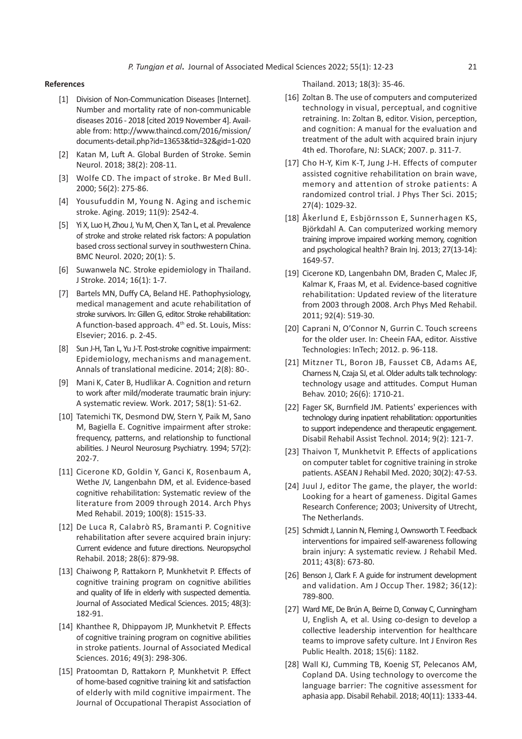## References

[1] Division of Non-Communication Diseases [Internet]. Number and mortality rate of non-communicable diseases 2016 - 2018 [cited 2019 November 4]. Available from: http://www.thaincd.com/2016/mission/documents-detail.php?id=13653&tid=32&gid=1-020

[2] Katan M, Luft A. Global Burden of Stroke. Semin Neurol. 2018; 38(2): 208-11.

[3] Wolfe CD. The impact of stroke. Br Med Bull. 2000; 56(2): 275-86.

[4] Yousufuddin M, Young N. Aging and ischemic stroke. Aging. 2019; 11(9): 2542-4.

[5] Yi X, Luo H, Zhou J, Yu M, Chen X, Tan L, et al. Prevalence of stroke and stroke related risk factors: A population based cross sectional survey in southwestern China. BMC Neurol. 2020; 20(1): 5.

[6] Suwanwela NC. Stroke epidemiology in Thailand. J Stroke. 2014; 16(1): 1-7.

[7] Bartels MN, Duffy CA, Beland HE. Pathophysiology, medical management and acute rehabilitation of stroke survivors. In: Gillen G, editor. Stroke rehabilitation: A function-based approach. 4th ed. St. Louis, Miss: Elsevier; 2016. p. 2-45.

[8] Sun J-H, Tan L, Yu J-T. Post-stroke cognitive impairment: Epidemiology, mechanisms and management. Annals of translational medicine. 2014; 2(8): 80-.

[9] Mani K, Cater B, Hudlikar A. Cognition and return to work after mild/moderate traumatic brain injury: A systematic review. Work. 2017; 58(1): 51-62.

[10] Tatemichi TK, Desmond DW, Stern Y, Paik M, Sano M, Bagiella E. Cognitive impairment after stroke: frequency, patterns, and relationship to functional abilities. J Neurol Neurosurg Psychiatry. 1994; 57(2): 202-7.

[11] Cicerone KD, Goldin Y, Ganci K, Rosenbaum A, Wethe JV, Langenbahn DM, et al. Evidence-based cognitive rehabilitation: Systematic review of the literature from 2009 through 2014. Arch Phys Med Rehabil. 2019; 100(8): 1515-33.

[12] De Luca R, Calabrò RS, Bramanti P. Cognitive rehabilitation after severe acquired brain injury: Current evidence and future directions. Neuropsychol Rehabil. 2018; 28(6): 879-98.

[13] Chaiwong P, Rattakorn P, Munkhetvit P. Effects of cognitive training program on cognitive abilities and quality of life in elderly with suspected dementia. Journal of Associated Medical Sciences. 2015; 48(3): 182-91.

[14] Khanthee R, Dhippayom JP, Munkhetvit P. Effects of cognitive training program on cognitive abilities in stroke patients. Journal of Associated Medical Sciences. 2016; 49(3): 298-306.

[15] Pratoomtan D, Rattakorn P, Munkhetvit P. Effect of home-based cognitive training kit and satisfaction of elderly with mild cognitive impairment. The Journal of Occupational Therapist Association of Thailand. 2013; 18(3): 35-46.

[16] Zoltan B. The use of computers and computerized technology in visual, perceptual, and cognitive retraining. In: Zoltan B, editor. Vision, perception, and cognition: A manual for the evaluation and treatment of the adult with acquired brain injury 4th ed. Thorofare, NJ: SLACK; 2007. p. 311-7.

[17] Cho H-Y, Kim K-T, Jung J-H. Effects of computer assisted cognitive rehabilitation on brain wave, memory and attention of stroke patients: A randomized control trial. J Phys Ther Sci. 2015; 27(4): 1029-32.

[18] Åkerlund E, Esbjörnsson E, Sunnerhagen KS, Björkdahl A. Can computerized working memory training improve impaired working memory, cognition and psychological health? Brain Inj. 2013; 27(13-14): 1649-57.

[19] Cicerone KD, Langenbahn DM, Braden C, Malec JF, Kalmar K, Fraas M, et al. Evidence-based cognitive rehabilitation: Updated review of the literature from 2003 through 2008. Arch Phys Med Rehabil. 2011; 92(4): 519-30.

[20] Caprani N, O'Connor N, Gurrin C. Touch screens for the older user. In: Cheein FAA, editor. Aisstive Technologies: InTech; 2012. p. 96-118.

[21] Mitzner TL, Boron JB, Fausset CB, Adams AE, Charness N, Czaja SJ, et al. Older adults talk technology: technology usage and attitudes. Comput Human Behav. 2010; 26(6): 1710-21.

[22] Fager SK, Burnfield JM. Patients' experiences with technology during inpatient rehabilitation: opportunities to support independence and therapeutic engagement. Disabil Rehabil Assist Technol. 2014; 9(2): 121-7.

[23] Thaivon T, Munkhetvit P. Effects of applications on computer tablet for cognitive training in stroke patients. ASEAN J Rehabil Med. 2020; 30(2): 47-53.

[24] Juul J, editor The game, the player, the world: Looking for a heart of gameness. Digital Games Research Conference; 2003; University of Utrecht, The Netherlands.

[25] Schmidt J, Lannin N, Fleming J, Ownsworth T. Feedback interventions for impaired self-awareness following brain injury: A systematic review. J Rehabil Med. 2011; 43(8): 673-80.

[26] Benson J, Clark F. A guide for instrument development and validation. Am J Occup Ther. 1982; 36(12): 789-800.

[27] Ward ME, De Brún A, Beirne D, Conway C, Cunningham U, English A, et al. Using co-design to develop a collective leadership intervention for healthcare teams to improve safety culture. Int J Environ Res Public Health. 2018; 15(6): 1182.

[28] Wall KJ, Cumming TB, Koenig ST, Pelecanos AM, Copland DA. Using technology to overcome the language barrier: The cognitive assessment for aphasia app. Disabil Rehabil. 2018; 40(11): 1333-44.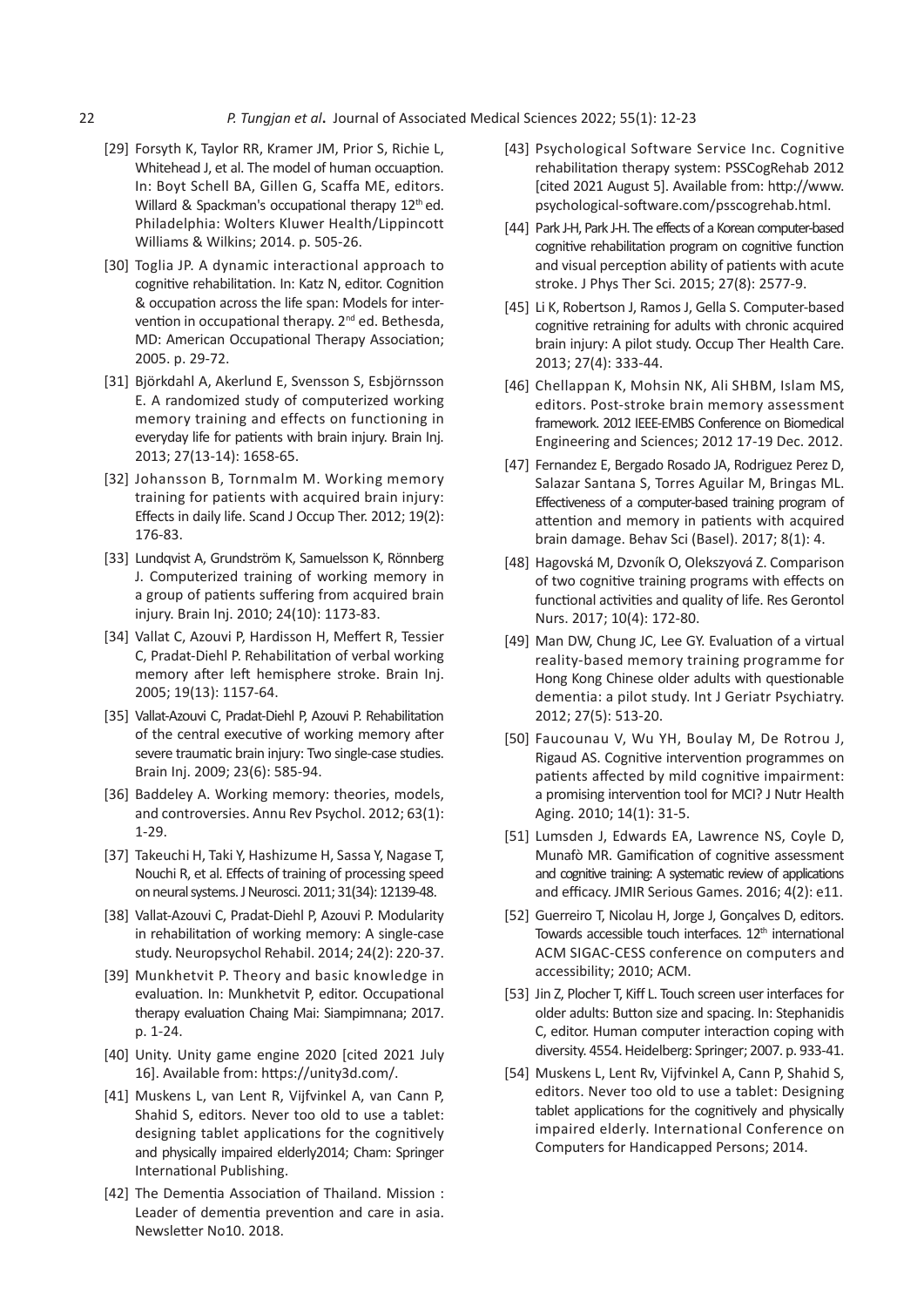[29] Forsyth K, Taylor RR, Kramer JM, Prior S, Richie L, Whitehead J, et al. The model of human occuaption. In: Boyt Schell BA, Gillen G, Scaffa ME, editors. Willard & Spackman's occupational therapy 12th ed. Philadelphia: Wolters Kluwer Health/Lippincott Williams & Wilkins; 2014. p. 505-26.

[30] Toglia JP. A dynamic interactional approach to cognitive rehabilitation. In: Katz N, editor. Cognition & occupation across the life span: Models for intervention in occupational therapy. 2nd ed. Bethesda, MD: American Occupational Therapy Association; 2005. p. 29-72.

[31] Björkdahl A, Akerlund E, Svensson S, Esbjörnsson E. A randomized study of computerized working memory training and effects on functioning in everyday life for patients with brain injury. Brain Inj. 2013; 27(13-14): 1658-65.

[32] Johansson B, Tornmalm M. Working memory training for patients with acquired brain injury: Effects in daily life. Scand J Occup Ther. 2012; 19(2): 176-83.

[33] Lundqvist A, Grundström K, Samuelsson K, Rönnberg J. Computerized training of working memory in a group of patients suffering from acquired brain injury. Brain Inj. 2010; 24(10): 1173-83.

[34] Vallat C, Azouvi P, Hardisson H, Meffert R, Tessier C, Pradat-Diehl P. Rehabilitation of verbal working memory after left hemisphere stroke. Brain Inj. 2005; 19(13): 1157-64.

[35] Vallat-Azouvi C, Pradat-Diehl P, Azouvi P. Rehabilitation of the central executive of working memory after severe traumatic brain injury: Two single-case studies. Brain Inj. 2009; 23(6): 585-94.

[36] Baddeley A. Working memory: theories, models, and controversies. Annu Rev Psychol. 2012; 63(1): 1-29.

[37] Takeuchi H, Taki Y, Hashizume H, Sassa Y, Nagase T, Nouchi R, et al. Effects of training of processing speed on neural systems. J Neurosci. 2011; 31(34): 12139-48.

[38] Vallat-Azouvi C, Pradat-Diehl P, Azouvi P. Modularity in rehabilitation of working memory: A single-case study. Neuropsychol Rehabil. 2014; 24(2): 220-37.

[39] Munkhetvit P. Theory and basic knowledge in evaluation. In: Munkhetvit P, editor. Occupational therapy evaluation Chaing Mai: Siampimnana; 2017. p. 1-24.

[40] Unity. Unity game engine 2020 [cited 2021 July 16]. Available from: https://unity3d.com/.

[41] Muskens L, van Lent R, Vijfvinkel A, van Cann P, Shahid S, editors. Never too old to use a tablet: designing tablet applications for the cognitively and physically impaired elderly2014; Cham: Springer International Publishing.

[42] The Dementia Association of Thailand. Mission : Leader of dementia prevention and care in asia. Newsletter No10. 2018.

[43] Psychological Software Service Inc. Cognitive rehabilitation therapy system: PSSCogRehab 2012 [cited 2021 August 5]. Available from: http://www.psychological-software.com/psscogrehab.html.

[44] Park J-H, Park J-H. The effects of a Korean computer-based cognitive rehabilitation program on cognitive function and visual perception ability of patients with acute stroke. J Phys Ther Sci. 2015; 27(8): 2577-9.

[45] Li K, Robertson J, Ramos J, Gella S. Computer-based cognitive retraining for adults with chronic acquired brain injury: A pilot study. Occup Ther Health Care. 2013; 27(4): 333-44.

[46] Chellappan K, Mohsin NK, Ali SHBM, Islam MS, editors. Post-stroke brain memory assessment framework. 2012 IEEE-EMBS Conference on Biomedical Engineering and Sciences; 2012 17-19 Dec. 2012.

[47] Fernandez E, Bergado Rosado JA, Rodriguez Perez D, Salazar Santana S, Torres Aguilar M, Bringas ML. Effectiveness of a computer-based training program of attention and memory in patients with acquired brain damage. Behav Sci (Basel). 2017; 8(1): 4.

[48] Hagovská M, Dzvoník O, Olekszyová Z. Comparison of two cognitive training programs with effects on functional activities and quality of life. Res Gerontol Nurs. 2017; 10(4): 172-80.

[49] Man DW, Chung JC, Lee GY. Evaluation of a virtual reality-based memory training programme for Hong Kong Chinese older adults with questionable dementia: a pilot study. Int J Geriatr Psychiatry. 2012; 27(5): 513-20.

[50] Faucounau V, Wu YH, Boulay M, De Rotrou J, Rigaud AS. Cognitive intervention programmes on patients affected by mild cognitive impairment: a promising intervention tool for MCI? J Nutr Health Aging. 2010; 14(1): 31-5.

[51] Lumsden J, Edwards EA, Lawrence NS, Coyle D, Munafò MR. Gamification of cognitive assessment and cognitive training: A systematic review of applications and efficacy. JMIR Serious Games. 2016; 4(2): e11.

[52] Guerreiro T, Nicolau H, Jorge J, Gonçalves D, editors. Towards accessible touch interfaces. 12th international ACM SIGAC-CESS conference on computers and accessibility; 2010; ACM.

[53] Jin Z, Plocher T, Kiff L. Touch screen user interfaces for older adults: Button size and spacing. In: Stephanidis C, editor. Human computer interaction coping with diversity. 4554. Heidelberg: Springer; 2007. p. 933-41.

[54] Muskens L, Lent Rv, Vijfvinkel A, Cann P, Shahid S, editors. Never too old to use a tablet: Designing tablet applications for the cognitively and physically impaired elderly. International Conference on Computers for Handicapped Persons; 2014.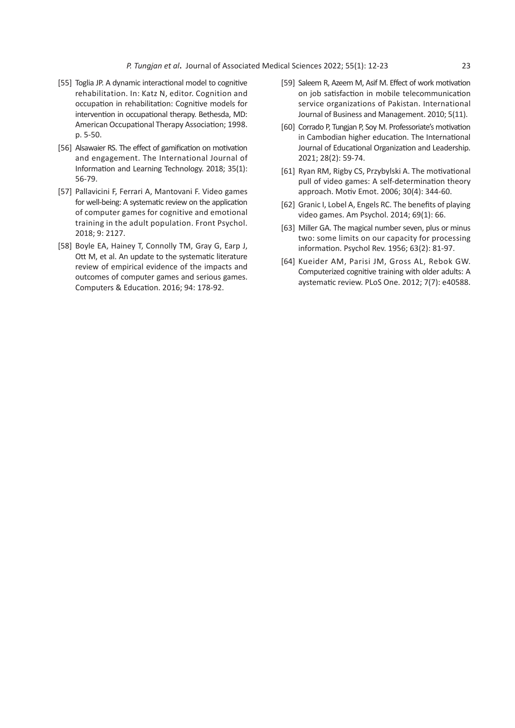[55] Toglia JP. A dynamic interactional model to cognitive rehabilitation. In: Katz N, editor. Cognition and occupation in rehabilitation: Cognitive models for intervention in occupational therapy. Bethesda, MD: American Occupational Therapy Association; 1998. p. 5-50.

[56] Alsawaier RS. The effect of gamification on motivation and engagement. The International Journal of Information and Learning Technology. 2018; 35(1): 56-79.

[57] Pallavicini F, Ferrari A, Mantovani F. Video games for well-being: A systematic review on the application of computer games for cognitive and emotional training in the adult population. Front Psychol. 2018; 9: 2127.

[58] Boyle EA, Hainey T, Connolly TM, Gray G, Earp J, Ott M, et al. An update to the systematic literature review of empirical evidence of the impacts and outcomes of computer games and serious games. Computers & Education. 2016; 94: 178-92.

[59] Saleem R, Azeem M, Asif M. Effect of work motivation on job satisfaction in mobile telecommunication service organizations of Pakistan. International Journal of Business and Management. 2010; 5(11).

[60] Corrado P, Tungjan P, Soy M. Professoriate's motivation in Cambodian higher education. The International Journal of Educational Organization and Leadership. 2021; 28(2): 59-74.

[61] Ryan RM, Rigby CS, Przybylski A. The motivational pull of video games: A self-determination theory approach. Motiv Emot. 2006; 30(4): 344-60.

[62] Granic I, Lobel A, Engels RC. The benefits of playing video games. Am Psychol. 2014; 69(1): 66.

[63] Miller GA. The magical number seven, plus or minus two: some limits on our capacity for processing information. Psychol Rev. 1956; 63(2): 81-97.

[64] Kueider AM, Parisi JM, Gross AL, Rebok GW. Computerized cognitive training with older adults: A aystematic review. PLoS One. 2012; 7(7): e40588.